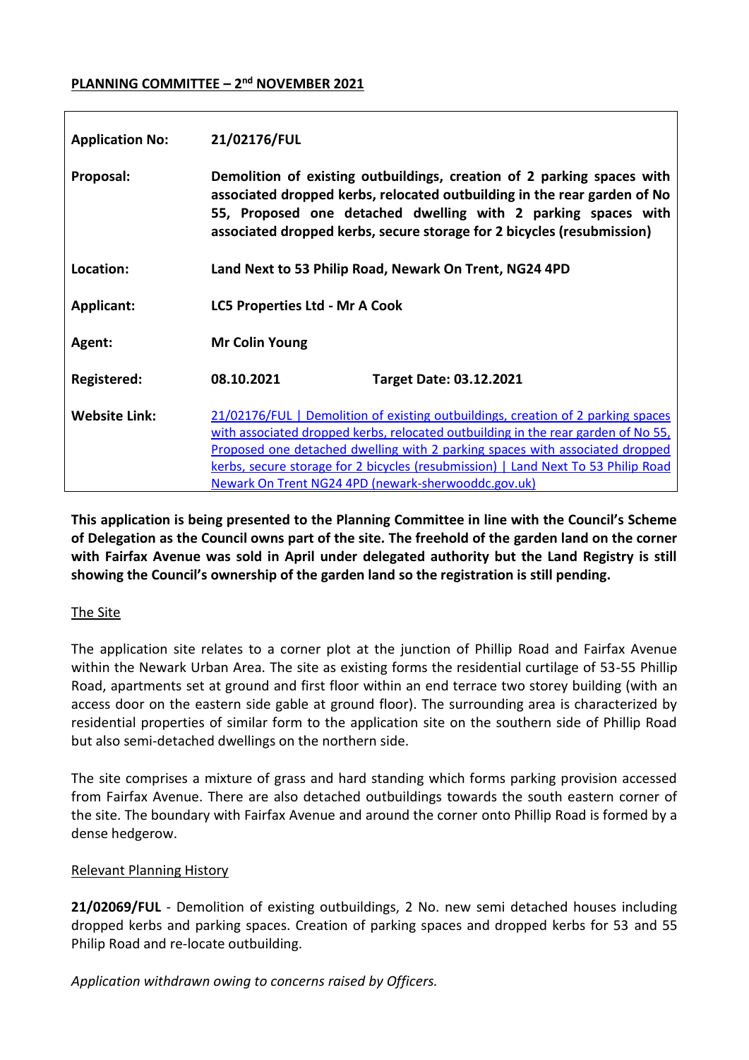**PLANNING COMMITTEE – 2nd NOVEMBER 2021**

| | | |
|---|---|---|
| **Application No:** | **21/02176/FUL** | |
| **Proposal:** | **Demolition of existing outbuildings, creation of 2 parking spaces with associated dropped kerbs, relocated outbuilding in the rear garden of No 55, Proposed one detached dwelling with 2 parking spaces with associated dropped kerbs, secure storage for 2 bicycles (resubmission)** | |
| **Location:** | **Land Next to 53 Philip Road, Newark On Trent, NG24 4PD** | |
| **Applicant:** | **LC5 Properties Ltd - Mr A Cook** | |
| **Agent:** | **Mr Colin Young** | |
| **Registered:** | **08.10.2021** | **Target Date: 03.12.2021** |
| **Website Link:** | [21/02176/FUL \| Demolition of existing outbuildings, creation of 2 parking spaces with associated dropped kerbs, relocated outbuilding in the rear garden of No 55, Proposed one detached dwelling with 2 parking spaces with associated dropped kerbs, secure storage for 2 bicycles (resubmission) \| Land Next To 53 Philip Road Newark On Trent NG24 4PD (newark-sherwooddc.gov.uk)] | |

**This application is being presented to the Planning Committee in line with the Council's Scheme of Delegation as the Council owns part of the site. The freehold of the garden land on the corner with Fairfax Avenue was sold in April under delegated authority but the Land Registry is still showing the Council's ownership of the garden land so the registration is still pending.**

## The Site

The application site relates to a corner plot at the junction of Phillip Road and Fairfax Avenue within the Newark Urban Area. The site as existing forms the residential curtilage of 53-55 Phillip Road, apartments set at ground and first floor within an end terrace two storey building (with an access door on the eastern side gable at ground floor). The surrounding area is characterized by residential properties of similar form to the application site on the southern side of Phillip Road but also semi-detached dwellings on the northern side.

The site comprises a mixture of grass and hard standing which forms parking provision accessed from Fairfax Avenue. There are also detached outbuildings towards the south eastern corner of the site. The boundary with Fairfax Avenue and around the corner onto Phillip Road is formed by a dense hedgerow.

## Relevant Planning History

**21/02069/FUL** - Demolition of existing outbuildings, 2 No. new semi detached houses including dropped kerbs and parking spaces. Creation of parking spaces and dropped kerbs for 53 and 55 Philip Road and re-locate outbuilding.

*Application withdrawn owing to concerns raised by Officers.*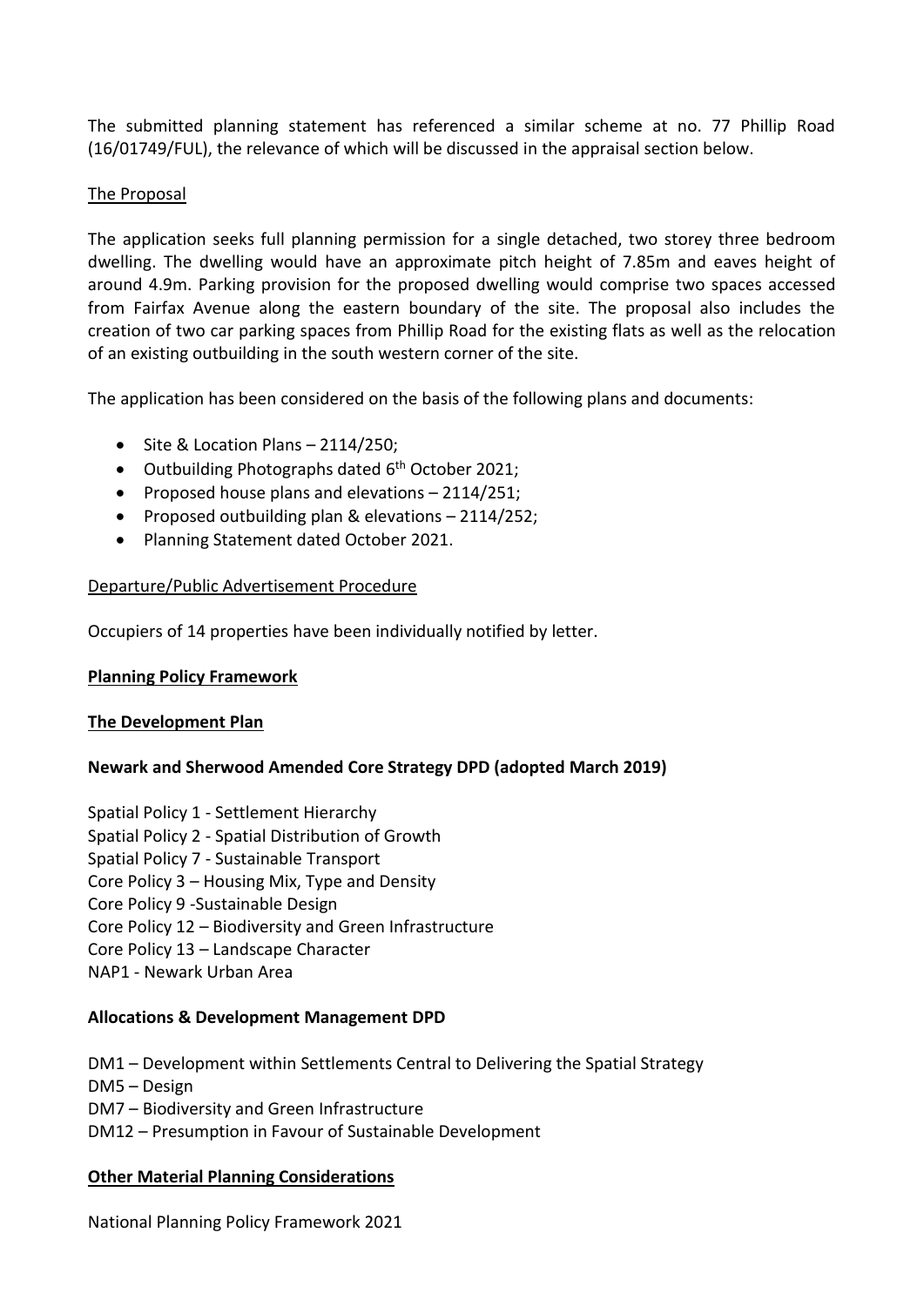The submitted planning statement has referenced a similar scheme at no. 77 Phillip Road (16/01749/FUL), the relevance of which will be discussed in the appraisal section below.

The Proposal

The application seeks full planning permission for a single detached, two storey three bedroom dwelling. The dwelling would have an approximate pitch height of 7.85m and eaves height of around 4.9m. Parking provision for the proposed dwelling would comprise two spaces accessed from Fairfax Avenue along the eastern boundary of the site. The proposal also includes the creation of two car parking spaces from Phillip Road for the existing flats as well as the relocation of an existing outbuilding in the south western corner of the site.

The application has been considered on the basis of the following plans and documents:

- Site & Location Plans – 2114/250;
- Outbuilding Photographs dated 6th October 2021;
- Proposed house plans and elevations – 2114/251;
- Proposed outbuilding plan & elevations – 2114/252;
- Planning Statement dated October 2021.

Departure/Public Advertisement Procedure

Occupiers of 14 properties have been individually notified by letter.

**Planning Policy Framework**

**The Development Plan**

**Newark and Sherwood Amended Core Strategy DPD (adopted March 2019)**

Spatial Policy 1 - Settlement Hierarchy
Spatial Policy 2 - Spatial Distribution of Growth
Spatial Policy 7 - Sustainable Transport
Core Policy 3 – Housing Mix, Type and Density
Core Policy 9 -Sustainable Design
Core Policy 12 – Biodiversity and Green Infrastructure
Core Policy 13 – Landscape Character
NAP1 - Newark Urban Area

**Allocations & Development Management DPD**

DM1 – Development within Settlements Central to Delivering the Spatial Strategy
DM5 – Design
DM7 – Biodiversity and Green Infrastructure
DM12 – Presumption in Favour of Sustainable Development

**Other Material Planning Considerations**

National Planning Policy Framework 2021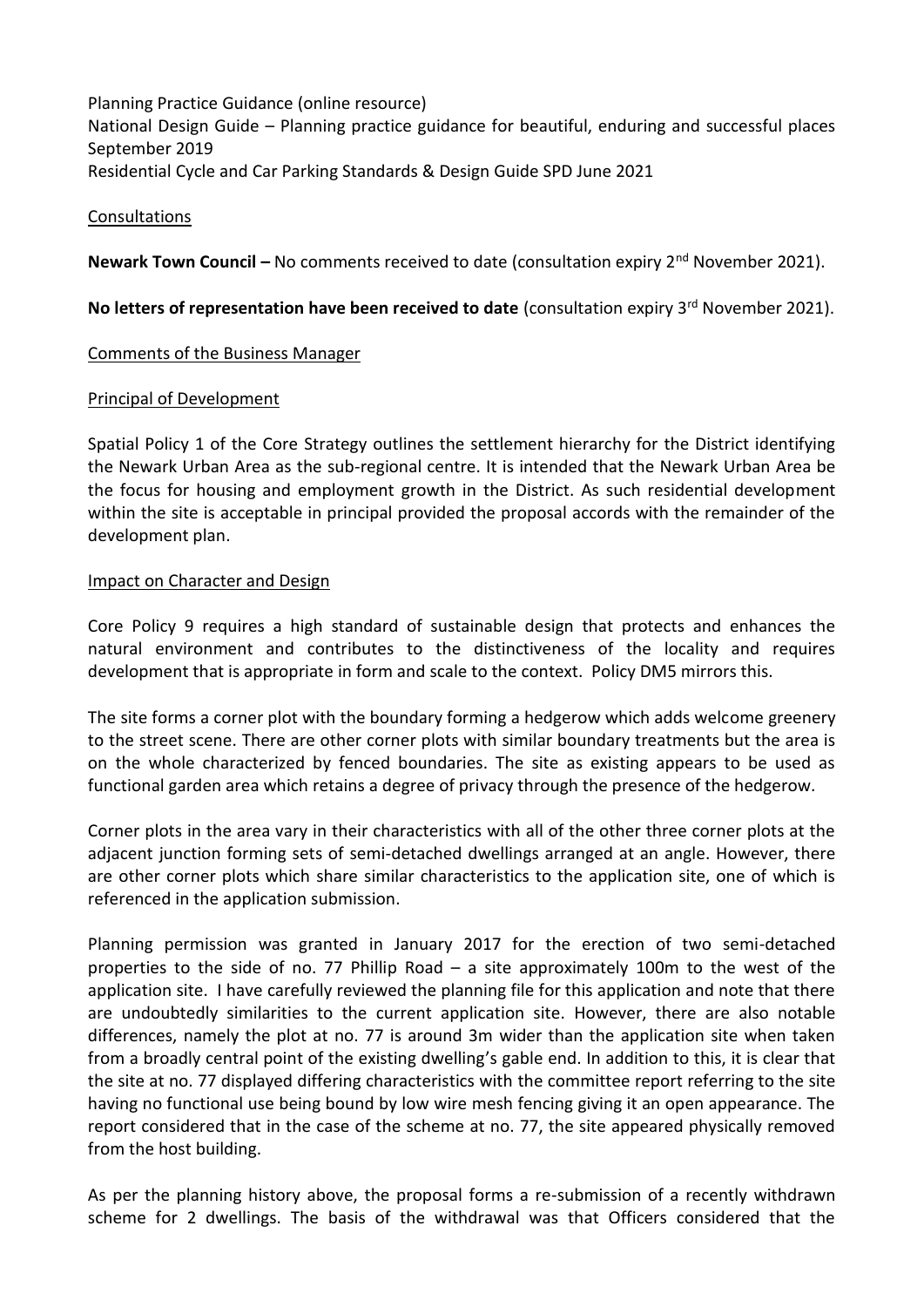Planning Practice Guidance (online resource)
National Design Guide – Planning practice guidance for beautiful, enduring and successful places September 2019
Residential Cycle and Car Parking Standards & Design Guide SPD June 2021

Consultations

**Newark Town Council –** No comments received to date (consultation expiry 2nd November 2021).

**No letters of representation have been received to date** (consultation expiry 3rd November 2021).

Comments of the Business Manager

Principal of Development

Spatial Policy 1 of the Core Strategy outlines the settlement hierarchy for the District identifying the Newark Urban Area as the sub-regional centre. It is intended that the Newark Urban Area be the focus for housing and employment growth in the District. As such residential development within the site is acceptable in principal provided the proposal accords with the remainder of the development plan.

Impact on Character and Design

Core Policy 9 requires a high standard of sustainable design that protects and enhances the natural environment and contributes to the distinctiveness of the locality and requires development that is appropriate in form and scale to the context. Policy DM5 mirrors this.

The site forms a corner plot with the boundary forming a hedgerow which adds welcome greenery to the street scene. There are other corner plots with similar boundary treatments but the area is on the whole characterized by fenced boundaries. The site as existing appears to be used as functional garden area which retains a degree of privacy through the presence of the hedgerow.

Corner plots in the area vary in their characteristics with all of the other three corner plots at the adjacent junction forming sets of semi-detached dwellings arranged at an angle. However, there are other corner plots which share similar characteristics to the application site, one of which is referenced in the application submission.

Planning permission was granted in January 2017 for the erection of two semi-detached properties to the side of no. 77 Phillip Road – a site approximately 100m to the west of the application site. I have carefully reviewed the planning file for this application and note that there are undoubtedly similarities to the current application site. However, there are also notable differences, namely the plot at no. 77 is around 3m wider than the application site when taken from a broadly central point of the existing dwelling's gable end. In addition to this, it is clear that the site at no. 77 displayed differing characteristics with the committee report referring to the site having no functional use being bound by low wire mesh fencing giving it an open appearance. The report considered that in the case of the scheme at no. 77, the site appeared physically removed from the host building.

As per the planning history above, the proposal forms a re-submission of a recently withdrawn scheme for 2 dwellings. The basis of the withdrawal was that Officers considered that the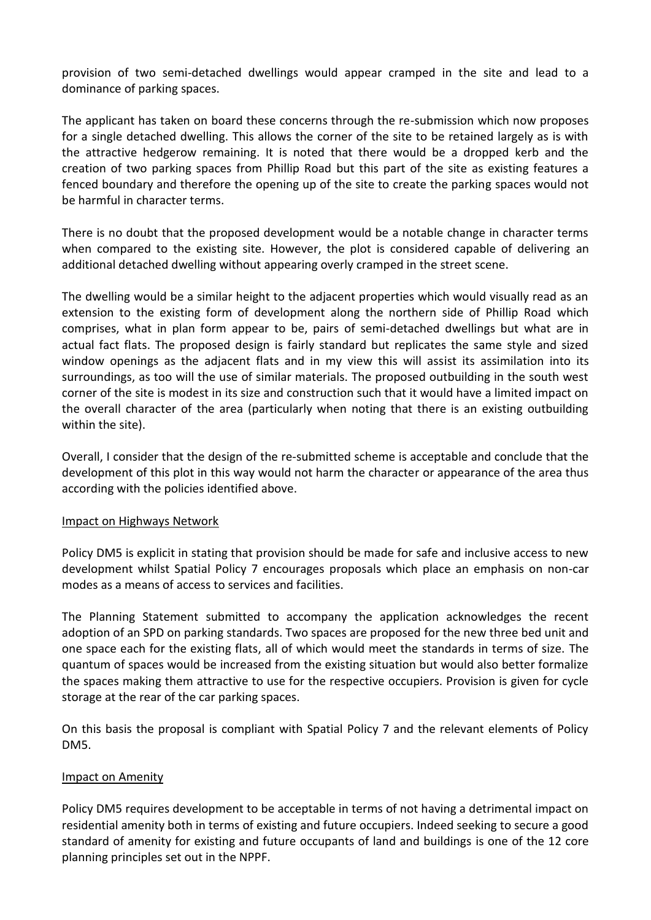provision of two semi-detached dwellings would appear cramped in the site and lead to a dominance of parking spaces.

The applicant has taken on board these concerns through the re-submission which now proposes for a single detached dwelling. This allows the corner of the site to be retained largely as is with the attractive hedgerow remaining. It is noted that there would be a dropped kerb and the creation of two parking spaces from Phillip Road but this part of the site as existing features a fenced boundary and therefore the opening up of the site to create the parking spaces would not be harmful in character terms.

There is no doubt that the proposed development would be a notable change in character terms when compared to the existing site. However, the plot is considered capable of delivering an additional detached dwelling without appearing overly cramped in the street scene.

The dwelling would be a similar height to the adjacent properties which would visually read as an extension to the existing form of development along the northern side of Phillip Road which comprises, what in plan form appear to be, pairs of semi-detached dwellings but what are in actual fact flats. The proposed design is fairly standard but replicates the same style and sized window openings as the adjacent flats and in my view this will assist its assimilation into its surroundings, as too will the use of similar materials. The proposed outbuilding in the south west corner of the site is modest in its size and construction such that it would have a limited impact on the overall character of the area (particularly when noting that there is an existing outbuilding within the site).

Overall, I consider that the design of the re-submitted scheme is acceptable and conclude that the development of this plot in this way would not harm the character or appearance of the area thus according with the policies identified above.

## Impact on Highways Network

Policy DM5 is explicit in stating that provision should be made for safe and inclusive access to new development whilst Spatial Policy 7 encourages proposals which place an emphasis on non-car modes as a means of access to services and facilities.

The Planning Statement submitted to accompany the application acknowledges the recent adoption of an SPD on parking standards. Two spaces are proposed for the new three bed unit and one space each for the existing flats, all of which would meet the standards in terms of size. The quantum of spaces would be increased from the existing situation but would also better formalize the spaces making them attractive to use for the respective occupiers. Provision is given for cycle storage at the rear of the car parking spaces.

On this basis the proposal is compliant with Spatial Policy 7 and the relevant elements of Policy DM5.

## Impact on Amenity

Policy DM5 requires development to be acceptable in terms of not having a detrimental impact on residential amenity both in terms of existing and future occupiers. Indeed seeking to secure a good standard of amenity for existing and future occupants of land and buildings is one of the 12 core planning principles set out in the NPPF.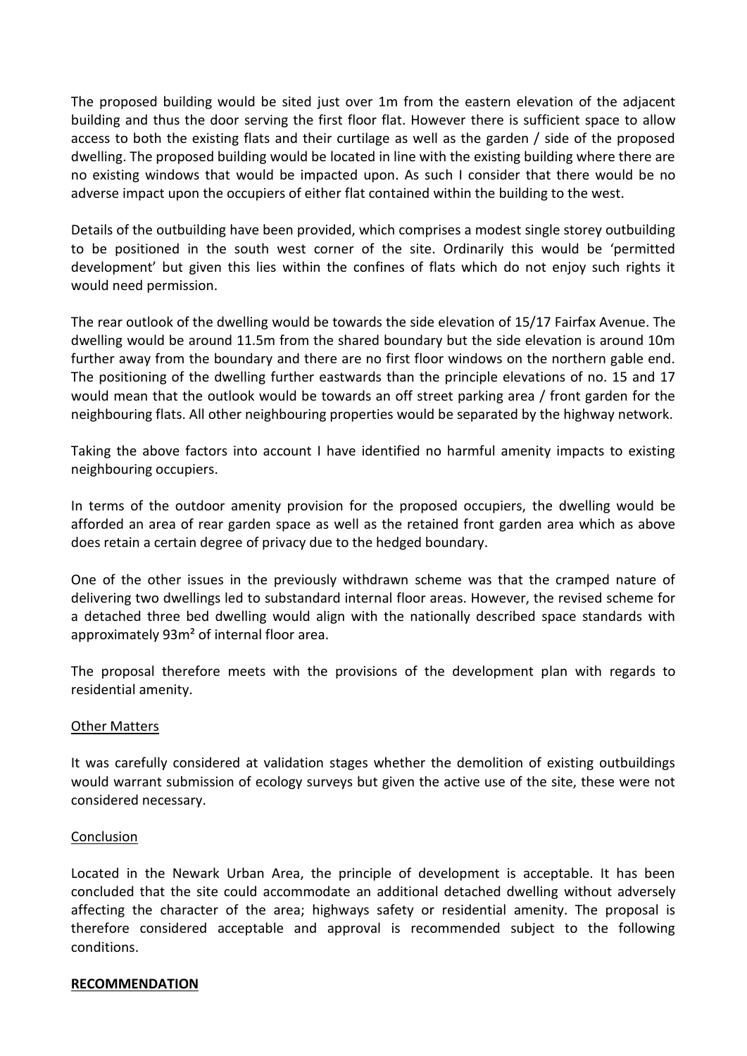The proposed building would be sited just over 1m from the eastern elevation of the adjacent building and thus the door serving the first floor flat. However there is sufficient space to allow access to both the existing flats and their curtilage as well as the garden / side of the proposed dwelling. The proposed building would be located in line with the existing building where there are no existing windows that would be impacted upon. As such I consider that there would be no adverse impact upon the occupiers of either flat contained within the building to the west.

Details of the outbuilding have been provided, which comprises a modest single storey outbuilding to be positioned in the south west corner of the site. Ordinarily this would be 'permitted development' but given this lies within the confines of flats which do not enjoy such rights it would need permission.

The rear outlook of the dwelling would be towards the side elevation of 15/17 Fairfax Avenue. The dwelling would be around 11.5m from the shared boundary but the side elevation is around 10m further away from the boundary and there are no first floor windows on the northern gable end. The positioning of the dwelling further eastwards than the principle elevations of no. 15 and 17 would mean that the outlook would be towards an off street parking area / front garden for the neighbouring flats. All other neighbouring properties would be separated by the highway network.

Taking the above factors into account I have identified no harmful amenity impacts to existing neighbouring occupiers.

In terms of the outdoor amenity provision for the proposed occupiers, the dwelling would be afforded an area of rear garden space as well as the retained front garden area which as above does retain a certain degree of privacy due to the hedged boundary.

One of the other issues in the previously withdrawn scheme was that the cramped nature of delivering two dwellings led to substandard internal floor areas. However, the revised scheme for a detached three bed dwelling would align with the nationally described space standards with approximately 93m² of internal floor area.

The proposal therefore meets with the provisions of the development plan with regards to residential amenity.

Other Matters

It was carefully considered at validation stages whether the demolition of existing outbuildings would warrant submission of ecology surveys but given the active use of the site, these were not considered necessary.

Conclusion

Located in the Newark Urban Area, the principle of development is acceptable. It has been concluded that the site could accommodate an additional detached dwelling without adversely affecting the character of the area; highways safety or residential amenity. The proposal is therefore considered acceptable and approval is recommended subject to the following conditions.

**RECOMMENDATION**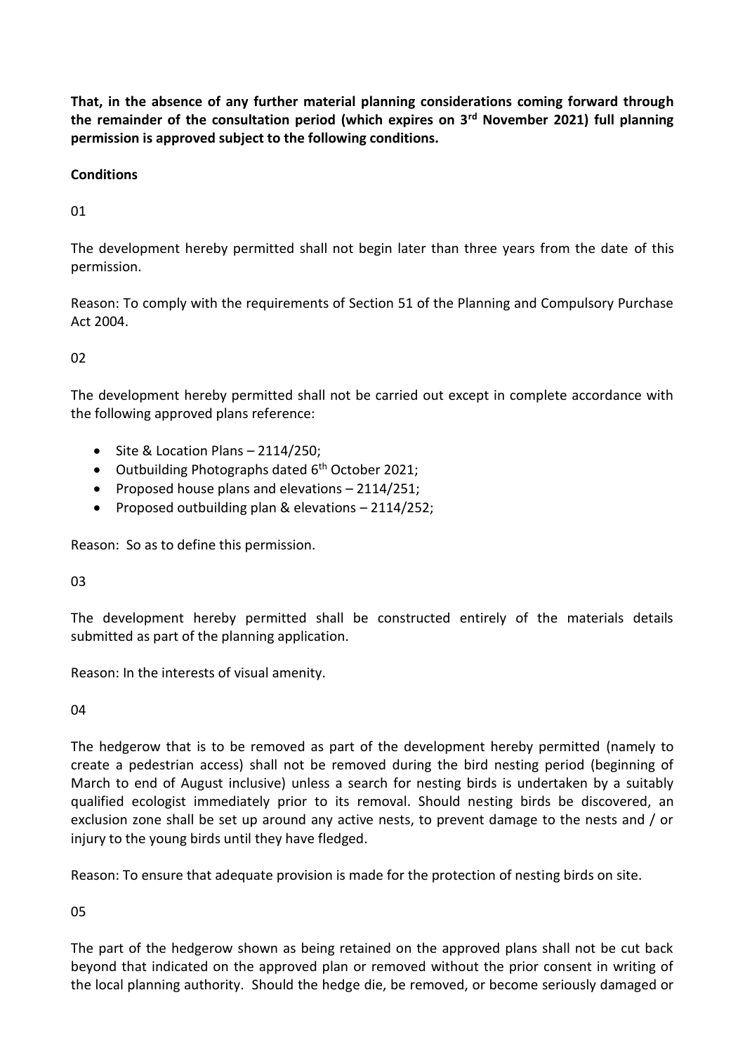**That, in the absence of any further material planning considerations coming forward through the remainder of the consultation period (which expires on 3rd November 2021) full planning permission is approved subject to the following conditions.**

**Conditions**

01

The development hereby permitted shall not begin later than three years from the date of this permission.

Reason: To comply with the requirements of Section 51 of the Planning and Compulsory Purchase Act 2004.

02

The development hereby permitted shall not be carried out except in complete accordance with the following approved plans reference:

- Site & Location Plans – 2114/250;
- Outbuilding Photographs dated 6th October 2021;
- Proposed house plans and elevations – 2114/251;
- Proposed outbuilding plan & elevations – 2114/252;

Reason: So as to define this permission.

03

The development hereby permitted shall be constructed entirely of the materials details submitted as part of the planning application.

Reason: In the interests of visual amenity.

04

The hedgerow that is to be removed as part of the development hereby permitted (namely to create a pedestrian access) shall not be removed during the bird nesting period (beginning of March to end of August inclusive) unless a search for nesting birds is undertaken by a suitably qualified ecologist immediately prior to its removal. Should nesting birds be discovered, an exclusion zone shall be set up around any active nests, to prevent damage to the nests and / or injury to the young birds until they have fledged.

Reason: To ensure that adequate provision is made for the protection of nesting birds on site.

05

The part of the hedgerow shown as being retained on the approved plans shall not be cut back beyond that indicated on the approved plan or removed without the prior consent in writing of the local planning authority. Should the hedge die, be removed, or become seriously damaged or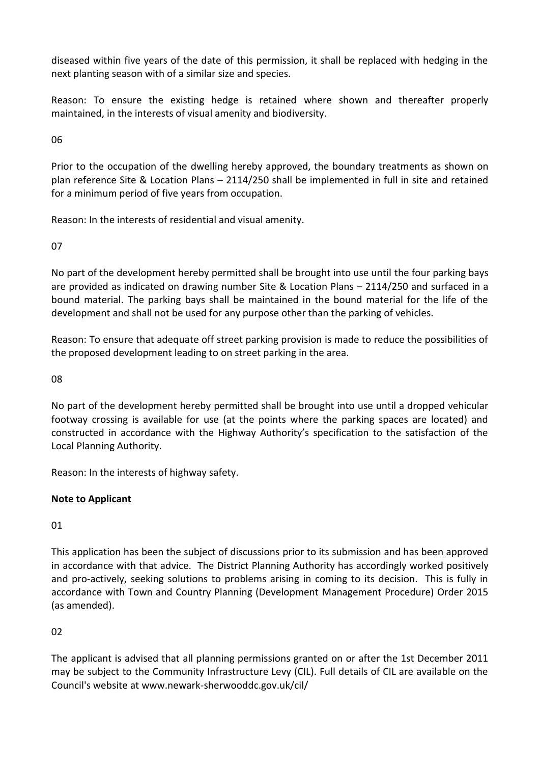diseased within five years of the date of this permission, it shall be replaced with hedging in the next planting season with of a similar size and species.

Reason: To ensure the existing hedge is retained where shown and thereafter properly maintained, in the interests of visual amenity and biodiversity.

06

Prior to the occupation of the dwelling hereby approved, the boundary treatments as shown on plan reference Site & Location Plans – 2114/250 shall be implemented in full in site and retained for a minimum period of five years from occupation.

Reason: In the interests of residential and visual amenity.

07

No part of the development hereby permitted shall be brought into use until the four parking bays are provided as indicated on drawing number Site & Location Plans – 2114/250 and surfaced in a bound material. The parking bays shall be maintained in the bound material for the life of the development and shall not be used for any purpose other than the parking of vehicles.

Reason: To ensure that adequate off street parking provision is made to reduce the possibilities of the proposed development leading to on street parking in the area.

08

No part of the development hereby permitted shall be brought into use until a dropped vehicular footway crossing is available for use (at the points where the parking spaces are located) and constructed in accordance with the Highway Authority's specification to the satisfaction of the Local Planning Authority.

Reason: In the interests of highway safety.

**Note to Applicant**

01

This application has been the subject of discussions prior to its submission and has been approved in accordance with that advice. The District Planning Authority has accordingly worked positively and pro-actively, seeking solutions to problems arising in coming to its decision. This is fully in accordance with Town and Country Planning (Development Management Procedure) Order 2015 (as amended).

02

The applicant is advised that all planning permissions granted on or after the 1st December 2011 may be subject to the Community Infrastructure Levy (CIL). Full details of CIL are available on the Council's website at www.newark-sherwooddc.gov.uk/cil/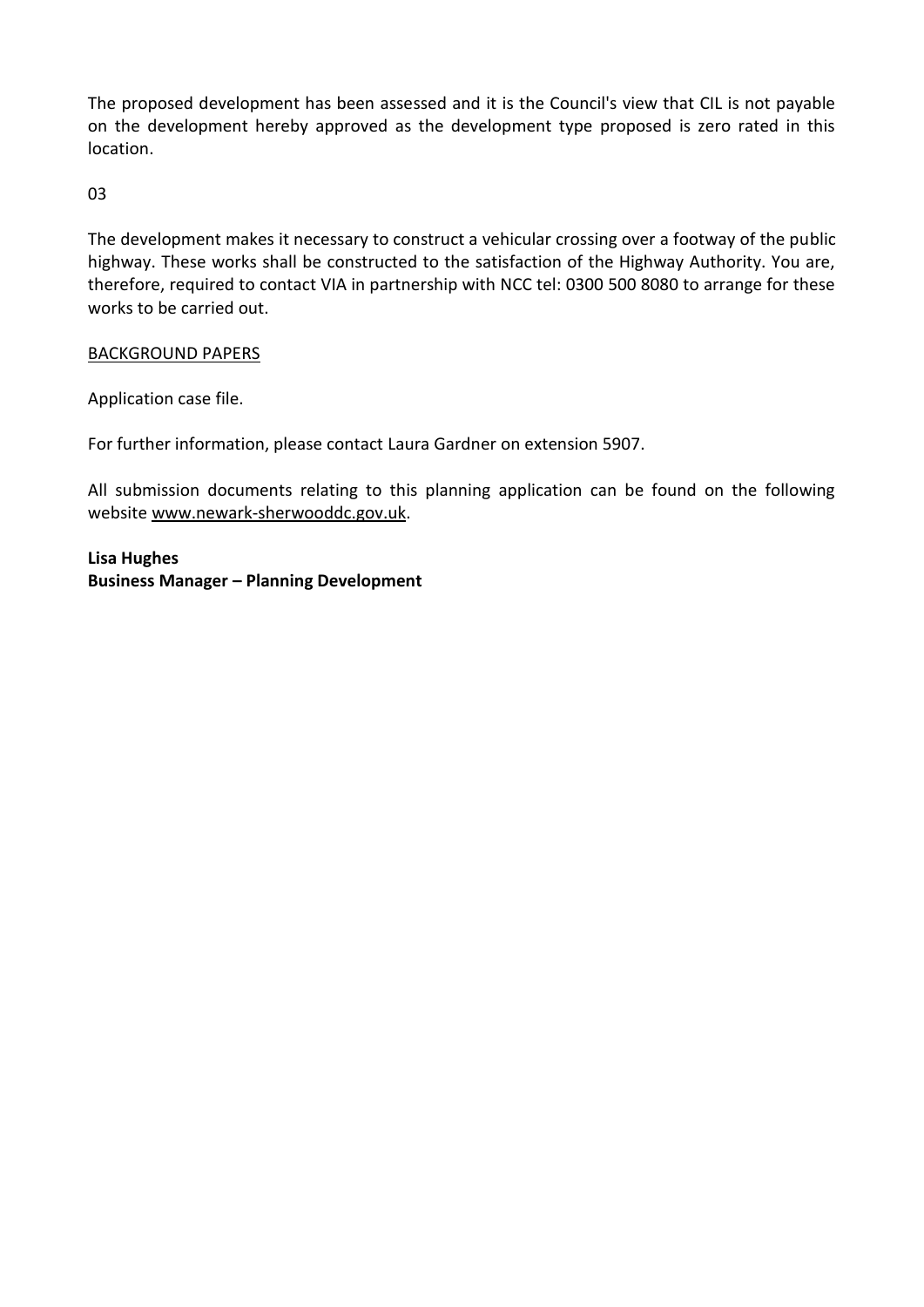The proposed development has been assessed and it is the Council's view that CIL is not payable on the development hereby approved as the development type proposed is zero rated in this location.

03

The development makes it necessary to construct a vehicular crossing over a footway of the public highway. These works shall be constructed to the satisfaction of the Highway Authority. You are, therefore, required to contact VIA in partnership with NCC tel: 0300 500 8080 to arrange for these works to be carried out.

BACKGROUND PAPERS

Application case file.

For further information, please contact Laura Gardner on extension 5907.

All submission documents relating to this planning application can be found on the following website www.newark-sherwooddc.gov.uk.

**Lisa Hughes**
**Business Manager – Planning Development**